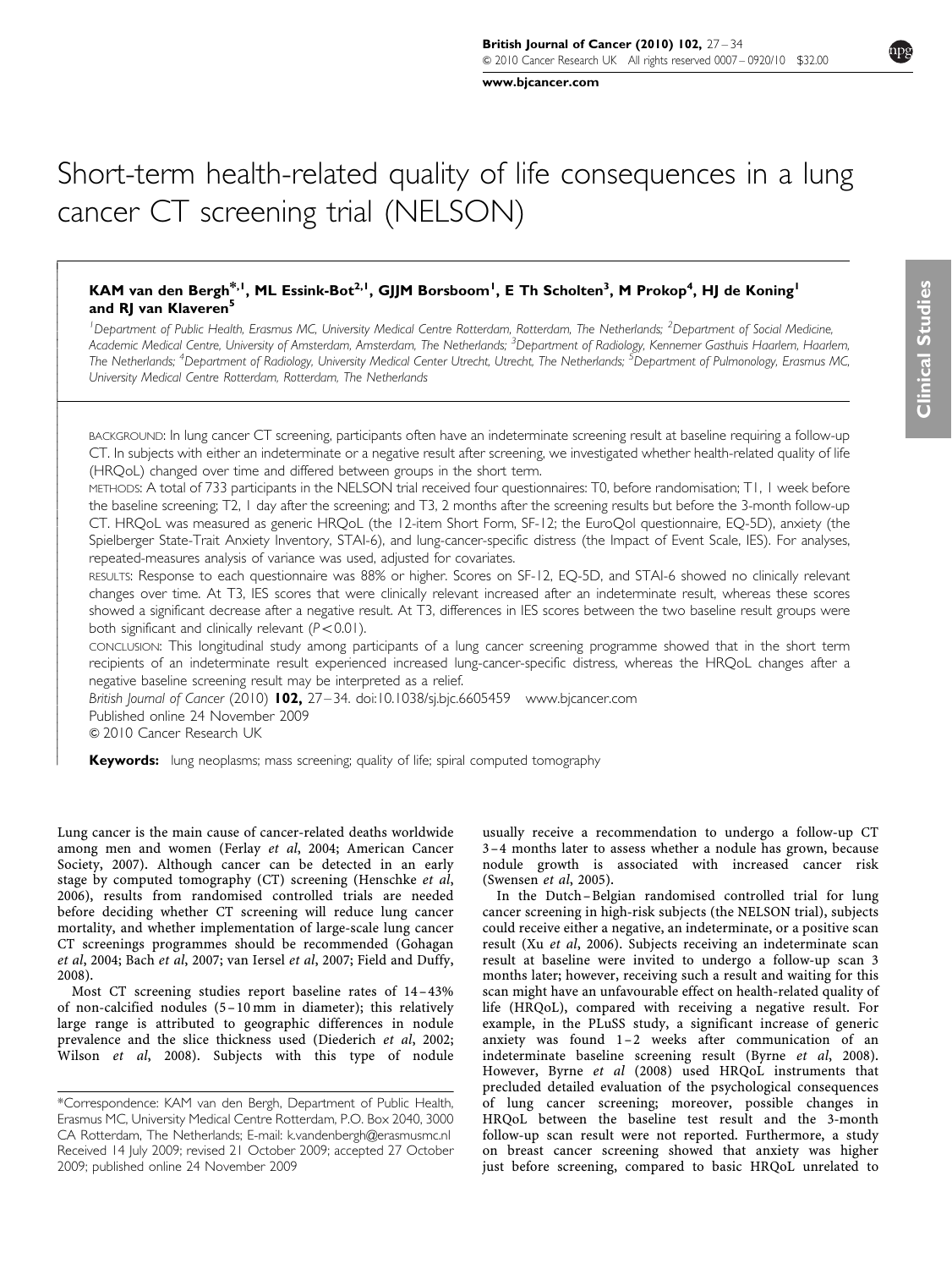# Short-term health-related quality of life consequences in a lung cancer CT screening trial (NELSON)

**KAM van den Bergh**[*,1], **ML Essink-Bot**[2,1], **GJJM Borsboom**[1], **E Th Scholten**[3], **M Prokop**[4], **HJ de Koning**[1] **and RJ van Klaveren**[5]

[1]*Department of Public Health, Erasmus MC, University Medical Centre Rotterdam, Rotterdam, The Netherlands;* [2]*Department of Social Medicine, Academic Medical Centre, University of Amsterdam, Amsterdam, The Netherlands;* [3]*Department of Radiology, Kennemer Gasthuis Haarlem, Haarlem, The Netherlands;* [4]*Department of Radiology, University Medical Center Utrecht, Utrecht, The Netherlands;* [5]*Department of Pulmonology, Erasmus MC, University Medical Centre Rotterdam, Rotterdam, The Netherlands*

BACKGROUND: In lung cancer CT screening, participants often have an indeterminate screening result at baseline requiring a follow-up CT. In subjects with either an indeterminate or a negative result after screening, we investigated whether health-related quality of life (HRQoL) changed over time and differed between groups in the short term.

METHODS: A total of 733 participants in the NELSON trial received four questionnaires: T0, before randomisation; T1, 1 week before the baseline screening; T2, 1 day after the screening; and T3, 2 months after the screening results but before the 3-month follow-up CT. HRQoL was measured as generic HRQoL (the 12-item Short Form, SF-12; the EuroQol questionnaire, EQ-5D), anxiety (the Spielberger State-Trait Anxiety Inventory, STAI-6), and lung-cancer-specific distress (the Impact of Event Scale, IES). For analyses, repeated-measures analysis of variance was used, adjusted for covariates.

RESULTS: Response to each questionnaire was 88% or higher. Scores on SF-12, EQ-5D, and STAI-6 showed no clinically relevant changes over time. At T3, IES scores that were clinically relevant increased after an indeterminate result, whereas these scores showed a significant decrease after a negative result. At T3, differences in IES scores between the two baseline result groups were both significant and clinically relevant ($P<0.01$).

CONCLUSION: This longitudinal study among participants of a lung cancer screening programme showed that in the short term recipients of an indeterminate result experienced increased lung-cancer-specific distress, whereas the HRQoL changes after a negative baseline screening result may be interpreted as a relief.

*British Journal of Cancer* (2010) **102,** 27–34. doi:10.1038/sj.bjc.6605459 www.bjcancer.com
Published online 24 November 2009
© 2010 Cancer Research UK

**Keywords:** lung neoplasms; mass screening; quality of life; spiral computed tomography

Lung cancer is the main cause of cancer-related deaths worldwide among men and women (Ferlay *et al*, 2004; American Cancer Society, 2007). Although cancer can be detected in an early stage by computed tomography (CT) screening (Henschke *et al*, 2006), results from randomised controlled trials are needed before deciding whether CT screening will reduce lung cancer mortality, and whether implementation of large-scale lung cancer CT screenings programmes should be recommended (Gohagan *et al*, 2004; Bach *et al*, 2007; van Iersel *et al*, 2007; Field and Duffy, 2008).

Most CT screening studies report baseline rates of 14–43% of non-calcified nodules (5–10 mm in diameter); this relatively large range is attributed to geographic differences in nodule prevalence and the slice thickness used (Diederich *et al*, 2002; Wilson *et al*, 2008). Subjects with this type of nodule usually receive a recommendation to undergo a follow-up CT 3–4 months later to assess whether a nodule has grown, because nodule growth is associated with increased cancer risk (Swensen *et al*, 2005).

In the Dutch–Belgian randomised controlled trial for lung cancer screening in high-risk subjects (the NELSON trial), subjects could receive either a negative, an indeterminate, or a positive scan result (Xu *et al*, 2006). Subjects receiving an indeterminate scan result at baseline were invited to undergo a follow-up scan 3 months later; however, receiving such a result and waiting for this scan might have an unfavourable effect on health-related quality of life (HRQoL), compared with receiving a negative result. For example, in the PLuSS study, a significant increase of generic anxiety was found 1–2 weeks after communication of an indeterminate baseline screening result (Byrne *et al*, 2008). However, Byrne *et al* (2008) used HRQoL instruments that precluded detailed evaluation of the psychological consequences of lung cancer screening; moreover, possible changes in HRQoL between the baseline test result and the 3-month follow-up scan result were not reported. Furthermore, a study on breast cancer screening showed that anxiety was higher just before screening, compared to basic HRQoL unrelated to

*Correspondence: KAM van den Bergh, Department of Public Health, Erasmus MC, University Medical Centre Rotterdam, P.O. Box 2040, 3000 CA Rotterdam, The Netherlands; E-mail: k.vandenbergh@erasmusmc.nl
Received 14 July 2009; revised 21 October 2009; accepted 27 October 2009; published online 24 November 2009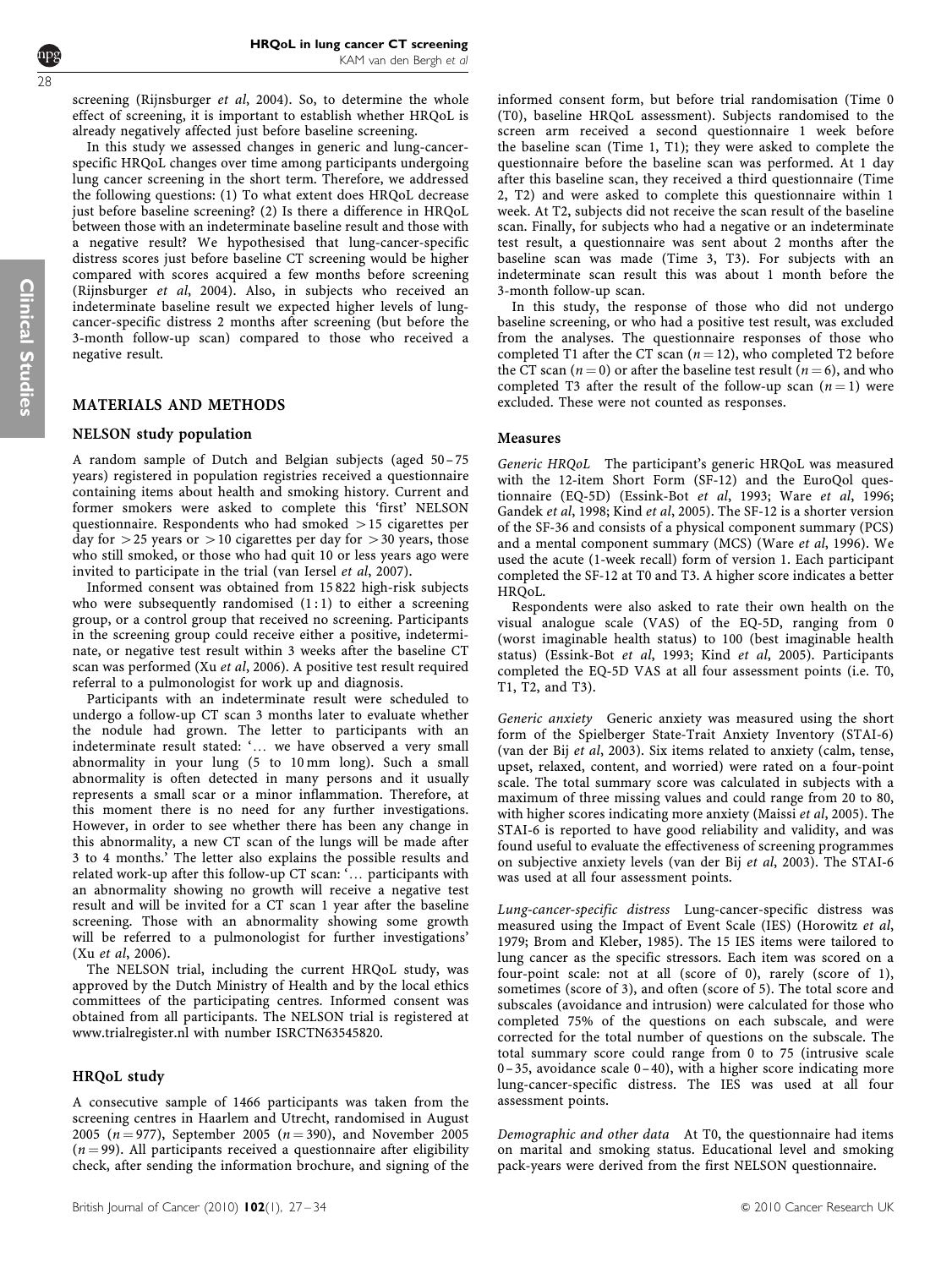screening (Rijnsburger *et al*, 2004). So, to determine the whole effect of screening, it is important to establish whether HRQoL is already negatively affected just before baseline screening.

In this study we assessed changes in generic and lung-cancer-specific HRQoL changes over time among participants undergoing lung cancer screening in the short term. Therefore, we addressed the following questions: (1) To what extent does HRQoL decrease just before baseline screening? (2) Is there a difference in HRQoL between those with an indeterminate baseline result and those with a negative result? We hypothesised that lung-cancer-specific distress scores just before baseline CT screening would be higher compared with scores acquired a few months before screening (Rijnsburger *et al*, 2004). Also, in subjects who received an indeterminate baseline result we expected higher levels of lung-cancer-specific distress 2 months after screening (but before the 3-month follow-up scan) compared to those who received a negative result.

## MATERIALS AND METHODS

### NELSON study population

A random sample of Dutch and Belgian subjects (aged 50–75 years) registered in population registries received a questionnaire containing items about health and smoking history. Current and former smokers were asked to complete this 'first' NELSON questionnaire. Respondents who had smoked >15 cigarettes per day for >25 years or >10 cigarettes per day for >30 years, those who still smoked, or those who had quit 10 or less years ago were invited to participate in the trial (van Iersel *et al*, 2007).

Informed consent was obtained from 15 822 high-risk subjects who were subsequently randomised (1:1) to either a screening group, or a control group that received no screening. Participants in the screening group could receive either a positive, indeterminate, or negative test result within 3 weeks after the baseline CT scan was performed (Xu *et al*, 2006). A positive test result required referral to a pulmonologist for work up and diagnosis.

Participants with an indeterminate result were scheduled to undergo a follow-up CT scan 3 months later to evaluate whether the nodule had grown. The letter to participants with an indeterminate result stated: '… we have observed a very small abnormality in your lung (5 to 10 mm long). Such a small abnormality is often detected in many persons and it usually represents a small scar or a minor inflammation. Therefore, at this moment there is no need for any further investigations. However, in order to see whether there has been any change in this abnormality, a new CT scan of the lungs will be made after 3 to 4 months.' The letter also explains the possible results and related work-up after this follow-up CT scan: '… participants with an abnormality showing no growth will receive a negative test result and will be invited for a CT scan 1 year after the baseline screening. Those with an abnormality showing some growth will be referred to a pulmonologist for further investigations' (Xu *et al*, 2006).

The NELSON trial, including the current HRQoL study, was approved by the Dutch Ministry of Health and by the local ethics committees of the participating centres. Informed consent was obtained from all participants. The NELSON trial is registered at www.trialregister.nl with number ISRCTN63545820.

### HRQoL study

A consecutive sample of 1466 participants was taken from the screening centres in Haarlem and Utrecht, randomised in August 2005 ($n = 977$), September 2005 ($n = 390$), and November 2005 ($n = 99$). All participants received a questionnaire after eligibility check, after sending the information brochure, and signing of the informed consent form, but before trial randomisation (Time 0 (T0), baseline HRQoL assessment). Subjects randomised to the screen arm received a second questionnaire 1 week before the baseline scan (Time 1, T1); they were asked to complete the questionnaire before the baseline scan was performed. At 1 day after this baseline scan, they received a third questionnaire (Time 2, T2) and were asked to complete this questionnaire within 1 week. At T2, subjects did not receive the scan result of the baseline scan. Finally, for subjects who had a negative or an indeterminate test result, a questionnaire was sent about 2 months after the baseline scan was made (Time 3, T3). For subjects with an indeterminate scan result this was about 1 month before the 3-month follow-up scan.

In this study, the response of those who did not undergo baseline screening, or who had a positive test result, was excluded from the analyses. The questionnaire responses of those who completed T1 after the CT scan ($n = 12$), who completed T2 before the CT scan ($n = 0$) or after the baseline test result ($n = 6$), and who completed T3 after the result of the follow-up scan ($n = 1$) were excluded. These were not counted as responses.

### Measures

*Generic HRQoL* The participant's generic HRQoL was measured with the 12-item Short Form (SF-12) and the EuroQol questionnaire (EQ-5D) (Essink-Bot *et al*, 1993; Ware *et al*, 1996; Gandek *et al*, 1998; Kind *et al*, 2005). The SF-12 is a shorter version of the SF-36 and consists of a physical component summary (PCS) and a mental component summary (MCS) (Ware *et al*, 1996). We used the acute (1-week recall) form of version 1. Each participant completed the SF-12 at T0 and T3. A higher score indicates a better HRQoL.

Respondents were also asked to rate their own health on the visual analogue scale (VAS) of the EQ-5D, ranging from 0 (worst imaginable health status) to 100 (best imaginable health status) (Essink-Bot *et al*, 1993; Kind *et al*, 2005). Participants completed the EQ-5D VAS at all four assessment points (i.e. T0, T1, T2, and T3).

*Generic anxiety* Generic anxiety was measured using the short form of the Spielberger State-Trait Anxiety Inventory (STAI-6) (van der Bij *et al*, 2003). Six items related to anxiety (calm, tense, upset, relaxed, content, and worried) were rated on a four-point scale. The total summary score was calculated in subjects with a maximum of three missing values and could range from 20 to 80, with higher scores indicating more anxiety (Maissi *et al*, 2005). The STAI-6 is reported to have good reliability and validity, and was found useful to evaluate the effectiveness of screening programmes on subjective anxiety levels (van der Bij *et al*, 2003). The STAI-6 was used at all four assessment points.

*Lung-cancer-specific distress* Lung-cancer-specific distress was measured using the Impact of Event Scale (IES) (Horowitz *et al*, 1979; Brom and Kleber, 1985). The 15 IES items were tailored to lung cancer as the specific stressors. Each item was scored on a four-point scale: not at all (score of 0), rarely (score of 1), sometimes (score of 3), and often (score of 5). The total score and subscales (avoidance and intrusion) were calculated for those who completed 75% of the questions on each subscale, and were corrected for the total number of questions on the subscale. The total summary score could range from 0 to 75 (intrusive scale 0–35, avoidance scale 0–40), with a higher score indicating more lung-cancer-specific distress. The IES was used at all four assessment points.

*Demographic and other data* At T0, the questionnaire had items on marital and smoking status. Educational level and smoking pack-years were derived from the first NELSON questionnaire.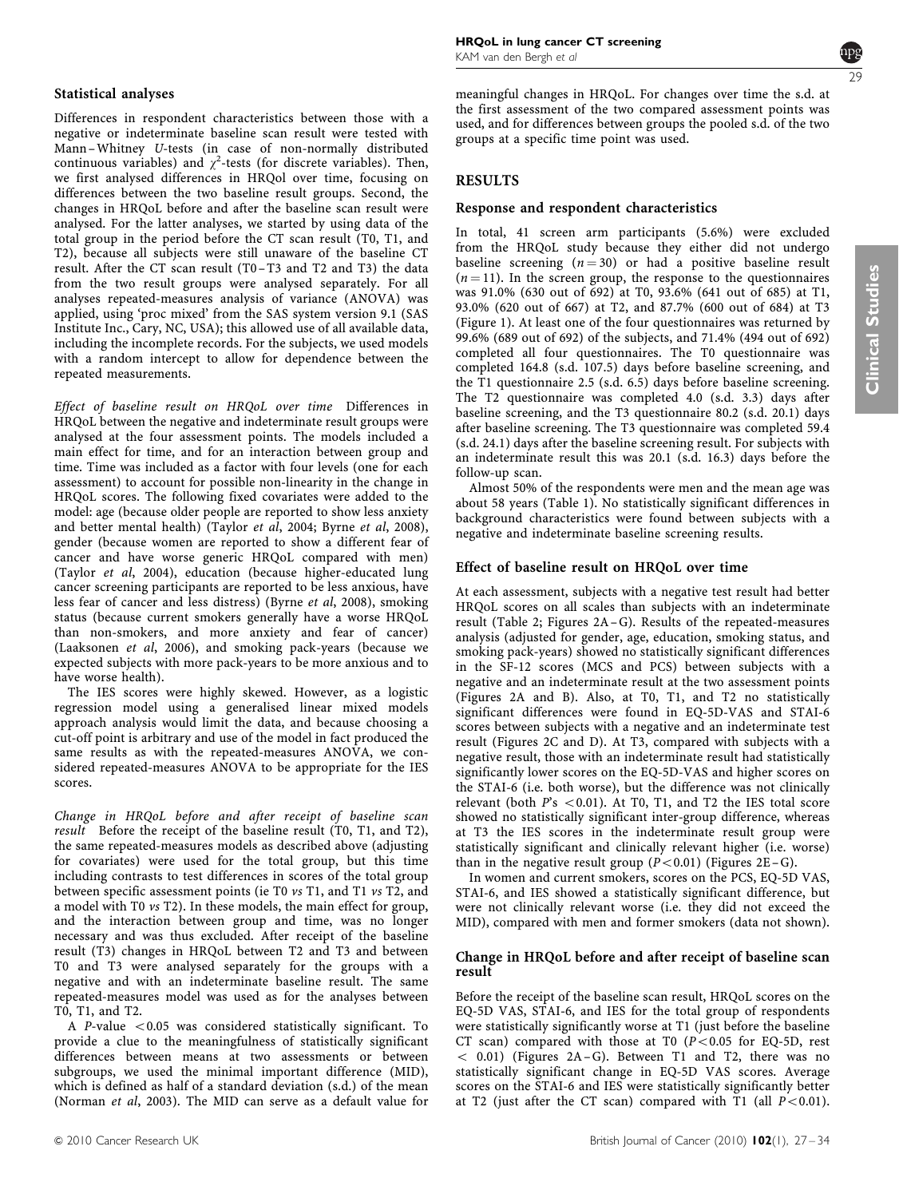### Statistical analyses

Differences in respondent characteristics between those with a negative or indeterminate baseline scan result were tested with Mann–Whitney *U*-tests (in case of non-normally distributed continuous variables) and $\chi^2$-tests (for discrete variables). Then, we first analysed differences in HRQol over time, focusing on differences between the two baseline result groups. Second, the changes in HRQoL before and after the baseline scan result were analysed. For the latter analyses, we started by using data of the total group in the period before the CT scan result (T0, T1, and T2), because all subjects were still unaware of the baseline CT result. After the CT scan result (T0–T3 and T2 and T3) the data from the two result groups were analysed separately. For all analyses repeated-measures analysis of variance (ANOVA) was applied, using 'proc mixed' from the SAS system version 9.1 (SAS Institute Inc., Cary, NC, USA); this allowed use of all available data, including the incomplete records. For the subjects, we used models with a random intercept to allow for dependence between the repeated measurements.

*Effect of baseline result on HRQoL over time* Differences in HRQoL between the negative and indeterminate result groups were analysed at the four assessment points. The models included a main effect for time, and for an interaction between group and time. Time was included as a factor with four levels (one for each assessment) to account for possible non-linearity in the change in HRQoL scores. The following fixed covariates were added to the model: age (because older people are reported to show less anxiety and better mental health) (Taylor *et al*, 2004; Byrne *et al*, 2008), gender (because women are reported to show a different fear of cancer and have worse generic HRQoL compared with men) (Taylor *et al*, 2004), education (because higher-educated lung cancer screening participants are reported to be less anxious, have less fear of cancer and less distress) (Byrne *et al*, 2008), smoking status (because current smokers generally have a worse HRQoL than non-smokers, and more anxiety and fear of cancer) (Laaksonen *et al*, 2006), and smoking pack-years (because we expected subjects with more pack-years to be more anxious and to have worse health).

The IES scores were highly skewed. However, as a logistic regression model using a generalised linear mixed models approach analysis would limit the data, and because choosing a cut-off point is arbitrary and use of the model in fact produced the same results as with the repeated-measures ANOVA, we considered repeated-measures ANOVA to be appropriate for the IES scores.

*Change in HRQoL before and after receipt of baseline scan result* Before the receipt of the baseline result (T0, T1, and T2), the same repeated-measures models as described above (adjusting for covariates) were used for the total group, but this time including contrasts to test differences in scores of the total group between specific assessment points (ie T0 *vs* T1, and T1 *vs* T2, and a model with T0 *vs* T2). In these models, the main effect for group, and the interaction between group and time, was no longer necessary and was thus excluded. After receipt of the baseline result (T3) changes in HRQoL between T2 and T3 and between T0 and T3 were analysed separately for the groups with a negative and with an indeterminate baseline result. The same repeated-measures model was used as for the analyses between T0, T1, and T2.

A *P*-value $<0.05$ was considered statistically significant. To provide a clue to the meaningfulness of statistically significant differences between means at two assessments or between subgroups, we used the minimal important difference (MID), which is defined as half of a standard deviation (s.d.) of the mean (Norman *et al*, 2003). The MID can serve as a default value for meaningful changes in HRQoL. For changes over time the s.d. at the first assessment of the two compared assessment points was used, and for differences between groups the pooled s.d. of the two groups at a specific time point was used.

## RESULTS

### Response and respondent characteristics

In total, 41 screen arm participants (5.6%) were excluded from the HRQoL study because they either did not undergo baseline screening ($n=30$) or had a positive baseline result ($n=11$). In the screen group, the response to the questionnaires was 91.0% (630 out of 692) at T0, 93.6% (641 out of 685) at T1, 93.0% (620 out of 667) at T2, and 87.7% (600 out of 684) at T3 (Figure 1). At least one of the four questionnaires was returned by 99.6% (689 out of 692) of the subjects, and 71.4% (494 out of 692) completed all four questionnaires. The T0 questionnaire was completed 164.8 (s.d. 107.5) days before baseline screening, and the T1 questionnaire 2.5 (s.d. 6.5) days before baseline screening. The T2 questionnaire was completed 4.0 (s.d. 3.3) days after baseline screening, and the T3 questionnaire 80.2 (s.d. 20.1) days after baseline screening. The T3 questionnaire was completed 59.4 (s.d. 24.1) days after the baseline screening result. For subjects with an indeterminate result this was 20.1 (s.d. 16.3) days before the follow-up scan.

Almost 50% of the respondents were men and the mean age was about 58 years (Table 1). No statistically significant differences in background characteristics were found between subjects with a negative and indeterminate baseline screening results.

### Effect of baseline result on HRQoL over time

At each assessment, subjects with a negative test result had better HRQoL scores on all scales than subjects with an indeterminate result (Table 2; Figures 2A–G). Results of the repeated-measures analysis (adjusted for gender, age, education, smoking status, and smoking pack-years) showed no statistically significant differences in the SF-12 scores (MCS and PCS) between subjects with a negative and an indeterminate result at the two assessment points (Figures 2A and B). Also, at T0, T1, and T2 no statistically significant differences were found in EQ-5D-VAS and STAI-6 scores between subjects with a negative and an indeterminate test result (Figures 2C and D). At T3, compared with subjects with a negative result, those with an indeterminate result had statistically significantly lower scores on the EQ-5D-VAS and higher scores on the STAI-6 (i.e. both worse), but the difference was not clinically relevant (both *P*'s $<0.01$). At T0, T1, and T2 the IES total score showed no statistically significant inter-group difference, whereas at T3 the IES scores in the indeterminate result group were statistically significant and clinically relevant higher (i.e. worse) than in the negative result group ($P<0.01$) (Figures 2E–G).

In women and current smokers, scores on the PCS, EQ-5D VAS, STAI-6, and IES showed a statistically significant difference, but were not clinically relevant worse (i.e. they did not exceed the MID), compared with men and former smokers (data not shown).

### Change in HRQoL before and after receipt of baseline scan result

Before the receipt of the baseline scan result, HRQoL scores on the EQ-5D VAS, STAI-6, and IES for the total group of respondents were statistically significantly worse at T1 (just before the baseline CT scan) compared with those at T0 ($P<0.05$ for EQ-5D, rest $<0.01$) (Figures 2A–G). Between T1 and T2, there was no statistically significant change in EQ-5D VAS scores. Average scores on the STAI-6 and IES were statistically significantly better at T2 (just after the CT scan) compared with T1 (all $P<0.01$).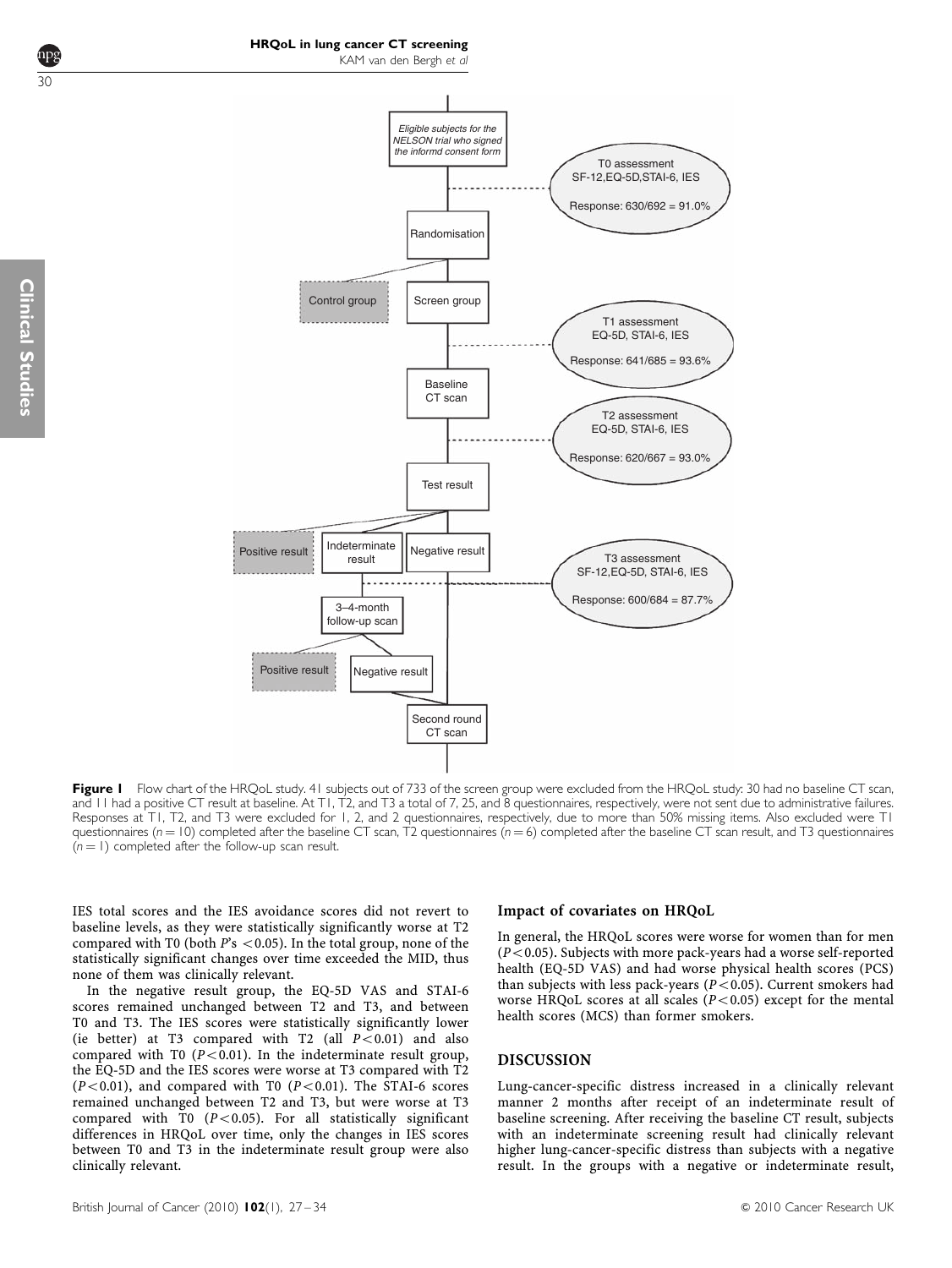Figure 1 Flow chart of the HRQoL study. 41 subjects out of 733 of the screen group were excluded from the HRQoL study: 30 had no baseline CT scan, and 11 had a positive CT result at baseline. At T1, T2, and T3 a total of 7, 25, and 8 questionnaires, respectively, were not sent due to administrative failures. Responses at T1, T2, and T3 were excluded for 1, 2, and 2 questionnaires, respectively, due to more than 50% missing items. Also excluded were T1 questionnaires ($n = 10$) completed after the baseline CT scan, T2 questionnaires ($n = 6$) completed after the baseline CT scan result, and T3 questionnaires ($n = 1$) completed after the follow-up scan result.

IES total scores and the IES avoidance scores did not revert to baseline levels, as they were statistically significantly worse at T2 compared with T0 (both $P$'s $<0.05$). In the total group, none of the statistically significant changes over time exceeded the MID, thus none of them was clinically relevant.

In the negative result group, the EQ-5D VAS and STAI-6 scores remained unchanged between T2 and T3, and between T0 and T3. The IES scores were statistically significantly lower (ie better) at T3 compared with T2 (all $P<0.01$) and also compared with T0 ($P<0.01$). In the indeterminate result group, the EQ-5D and the IES scores were worse at T3 compared with T2 ($P<0.01$), and compared with T0 ($P<0.01$). The STAI-6 scores remained unchanged between T2 and T3, but were worse at T3 compared with T0 ($P<0.05$). For all statistically significant differences in HRQoL over time, only the changes in IES scores between T0 and T3 in the indeterminate result group were also clinically relevant.

### Impact of covariates on HRQoL

In general, the HRQoL scores were worse for women than for men ($P<0.05$). Subjects with more pack-years had a worse self-reported health (EQ-5D VAS) and had worse physical health scores (PCS) than subjects with less pack-years ($P<0.05$). Current smokers had worse HRQoL scores at all scales ($P<0.05$) except for the mental health scores (MCS) than former smokers.

## DISCUSSION

Lung-cancer-specific distress increased in a clinically relevant manner 2 months after receipt of an indeterminate result of baseline screening. After receiving the baseline CT result, subjects with an indeterminate screening result had clinically relevant higher lung-cancer-specific distress than subjects with a negative result. In the groups with a negative or indeterminate result,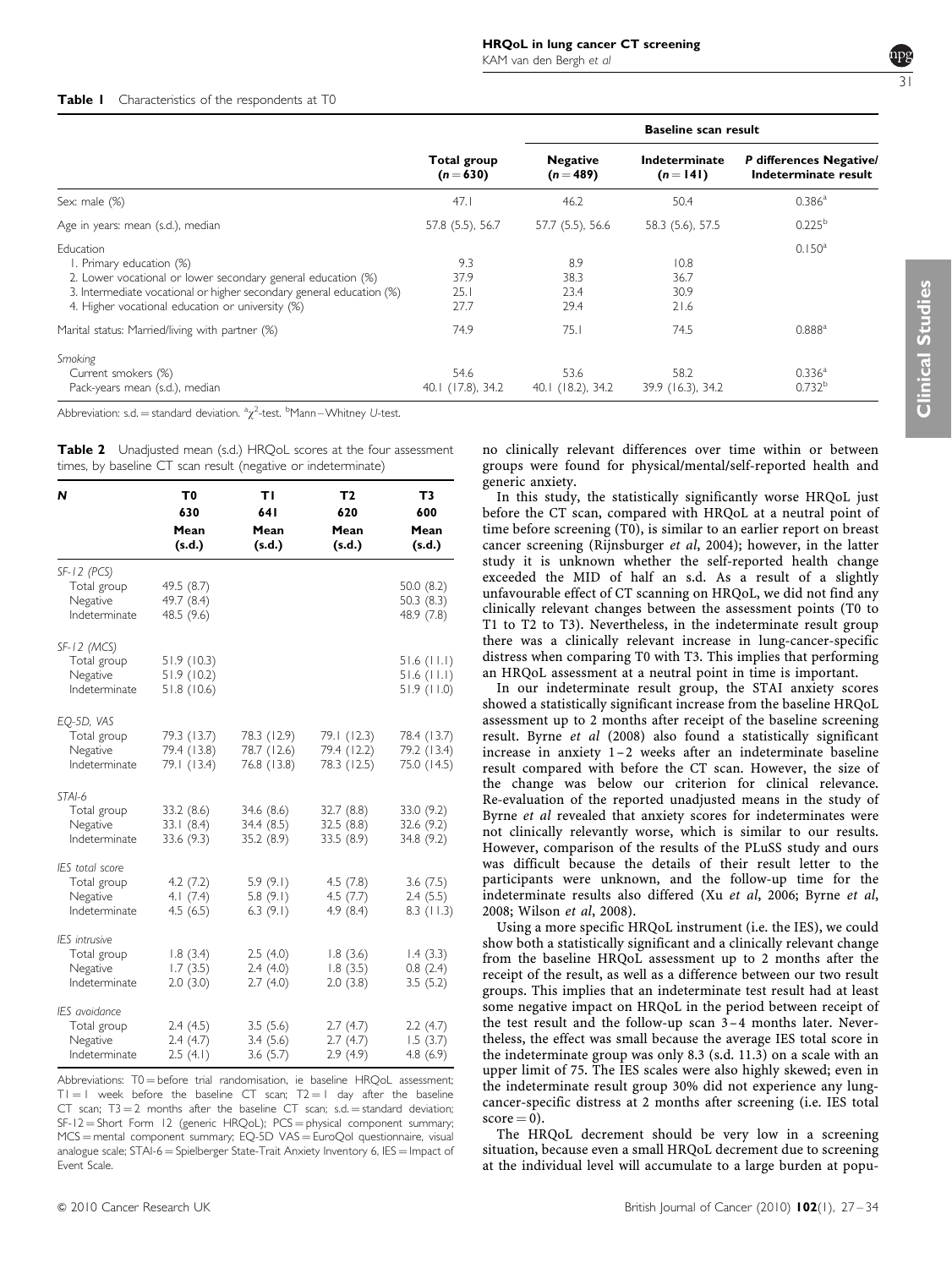**Table 1** Characteristics of the respondents at T0

| | Total group (n = 630) | Baseline scan result | | |
|---|---|---|---|---|
| | | Negative (n = 489) | Indeterminate (n = 141) | P differences Negative/ Indeterminate result |
| Sex: male (%) | 47.1 | 46.2 | 50.4 | 0.386[a] |
| Age in years: mean (s.d.), median | 57.8 (5.5), 56.7 | 57.7 (5.5), 56.6 | 58.3 (5.6), 57.5 | 0.225[b] |
| Education | | | | 0.150[a] |
| 1. Primary education (%) | 9.3 | 8.9 | 10.8 | |
| 2. Lower vocational or lower secondary general education (%) | 37.9 | 38.3 | 36.7 | |
| 3. Intermediate vocational or higher secondary general education (%) | 25.1 | 23.4 | 30.9 | |
| 4. Higher vocational education or university (%) | 27.7 | 29.4 | 21.6 | |
| Marital status: Married/living with partner (%) | 74.9 | 75.1 | 74.5 | 0.888[a] |
| *Smoking* | | | | |
| Current smokers (%) | 54.6 | 53.6 | 58.2 | 0.336[a] |
| Pack-years mean (s.d.), median | 40.1 (17.8), 34.2 | 40.1 (18.2), 34.2 | 39.9 (16.3), 34.2 | 0.732[b] |

Abbreviation: s.d. = standard deviation. [a]$\chi^2$-test. [b]Mann–Whitney *U*-test.

**Table 2** Unadjusted mean (s.d.) HRQoL scores at the four assessment times, by baseline CT scan result (negative or indeterminate)

| N | T0 630 Mean (s.d.) | T1 641 Mean (s.d.) | T2 620 Mean (s.d.) | T3 600 Mean (s.d.) |
|---|---|---|---|---|
| *SF-12 (PCS)* | | | | |
| Total group | 49.5 (8.7) | | | 50.0 (8.2) |
| Negative | 49.7 (8.4) | | | 50.3 (8.3) |
| Indeterminate | 48.5 (9.6) | | | 48.9 (7.8) |
| *SF-12 (MCS)* | | | | |
| Total group | 51.9 (10.3) | | | 51.6 (11.1) |
| Negative | 51.9 (10.2) | | | 51.6 (11.1) |
| Indeterminate | 51.8 (10.6) | | | 51.9 (11.0) |
| *EQ-5D, VAS* | | | | |
| Total group | 79.3 (13.7) | 78.3 (12.9) | 79.1 (12.3) | 78.4 (13.7) |
| Negative | 79.4 (13.8) | 78.7 (12.6) | 79.4 (12.2) | 79.2 (13.4) |
| Indeterminate | 79.1 (13.4) | 76.8 (13.8) | 78.3 (12.5) | 75.0 (14.5) |
| *STAI-6* | | | | |
| Total group | 33.2 (8.6) | 34.6 (8.6) | 32.7 (8.8) | 33.0 (9.2) |
| Negative | 33.1 (8.4) | 34.4 (8.5) | 32.5 (8.8) | 32.6 (9.2) |
| Indeterminate | 33.6 (9.3) | 35.2 (8.9) | 33.5 (8.9) | 34.8 (9.2) |
| *IES total score* | | | | |
| Total group | 4.2 (7.2) | 5.9 (9.1) | 4.5 (7.8) | 3.6 (7.5) |
| Negative | 4.1 (7.4) | 5.8 (9.1) | 4.5 (7.7) | 2.4 (5.5) |
| Indeterminate | 4.5 (6.5) | 6.3 (9.1) | 4.9 (8.4) | 8.3 (11.3) |
| *IES intrusive* | | | | |
| Total group | 1.8 (3.4) | 2.5 (4.0) | 1.8 (3.6) | 1.4 (3.3) |
| Negative | 1.7 (3.5) | 2.4 (4.0) | 1.8 (3.5) | 0.8 (2.4) |
| Indeterminate | 2.0 (3.0) | 2.7 (4.0) | 2.0 (3.8) | 3.5 (5.2) |
| *IES avoidance* | | | | |
| Total group | 2.4 (4.5) | 3.5 (5.6) | 2.7 (4.7) | 2.2 (4.7) |
| Negative | 2.4 (4.7) | 3.4 (5.6) | 2.7 (4.7) | 1.5 (3.7) |
| Indeterminate | 2.5 (4.1) | 3.6 (5.7) | 2.9 (4.9) | 4.8 (6.9) |

Abbreviations: T0 = before trial randomisation, ie baseline HRQoL assessment; T1 = 1 week before the baseline CT scan; T2 = 1 day after the baseline CT scan; T3 = 2 months after the baseline CT scan; s.d. = standard deviation; SF-12 = Short Form 12 (generic HRQoL); PCS = physical component summary; MCS = mental component summary; EQ-5D VAS = EuroQol questionnaire, visual analogue scale; STAI-6 = Spielberger State-Trait Anxiety Inventory 6, IES = Impact of Event Scale.

no clinically relevant differences over time within or between groups were found for physical/mental/self-reported health and generic anxiety.

In this study, the statistically significantly worse HRQoL just before the CT scan, compared with HRQoL at a neutral point of time before screening (T0), is similar to an earlier report on breast cancer screening (Rijnsburger *et al*, 2004); however, in the latter study it is unknown whether the self-reported health change exceeded the MID of half an s.d. As a result of a slightly unfavourable effect of CT scanning on HRQoL, we did not find any clinically relevant changes between the assessment points (T0 to T1 to T2 to T3). Nevertheless, in the indeterminate result group there was a clinically relevant increase in lung-cancer-specific distress when comparing T0 with T3. This implies that performing an HRQoL assessment at a neutral point in time is important.

In our indeterminate result group, the STAI anxiety scores showed a statistically significant increase from the baseline HRQoL assessment up to 2 months after receipt of the baseline screening result. Byrne *et al* (2008) also found a statistically significant increase in anxiety 1–2 weeks after an indeterminate baseline result compared with before the CT scan. However, the size of the change was below our criterion for clinical relevance. Re-evaluation of the reported unadjusted means in the study of Byrne *et al* revealed that anxiety scores for indeterminates were not clinically relevantly worse, which is similar to our results. However, comparison of the results of the PLuSS study and ours was difficult because the details of their result letter to the participants were unknown, and the follow-up time for the indeterminate results also differed (Xu *et al*, 2006; Byrne *et al*, 2008; Wilson *et al*, 2008).

Using a more specific HRQoL instrument (i.e. the IES), we could show both a statistically significant and a clinically relevant change from the baseline HRQoL assessment up to 2 months after the receipt of the result, as well as a difference between our two result groups. This implies that an indeterminate test result had at least some negative impact on HRQoL in the period between receipt of the test result and the follow-up scan 3–4 months later. Nevertheless, the effect was small because the average IES total score in the indeterminate group was only 8.3 (s.d. 11.3) on a scale with an upper limit of 75. The IES scales were also highly skewed; even in the indeterminate result group 30% did not experience any lung-cancer-specific distress at 2 months after screening (i.e. IES total score = 0).

The HRQoL decrement should be very low in a screening situation, because even a small HRQoL decrement due to screening at the individual level will accumulate to a large burden at popu-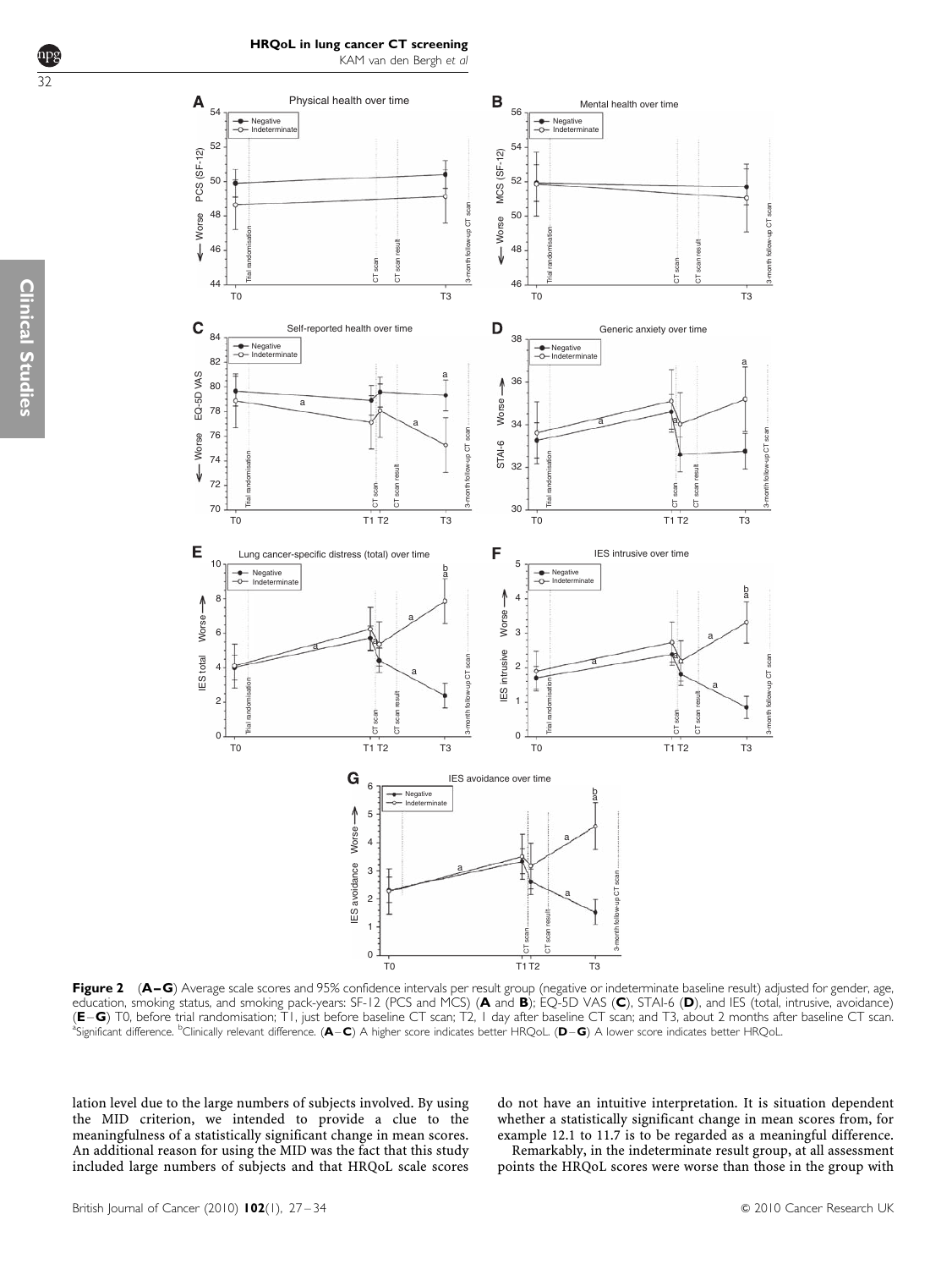**Figure 2** (**A–G**) Average scale scores and 95% confidence intervals per result group (negative or indeterminate baseline result) adjusted for gender, age, education, smoking status, and smoking pack-years: SF-12 (PCS and MCS) (**A** and **B**); EQ-5D VAS (**C**), STAI-6 (**D**), and IES (total, intrusive, avoidance) (**E–G**) T0, before trial randomisation; T1, just before baseline CT scan; T2, 1 day after baseline CT scan; and T3, about 2 months after baseline CT scan. [a]Significant difference. [b]Clinically relevant difference. (**A–C**) A higher score indicates better HRQoL. (**D–G**) A lower score indicates better HRQoL.

lation level due to the large numbers of subjects involved. By using the MID criterion, we intended to provide a clue to the meaningfulness of a statistically significant change in mean scores. An additional reason for using the MID was the fact that this study included large numbers of subjects and that HRQoL scale scores do not have an intuitive interpretation. It is situation dependent whether a statistically significant change in mean scores from, for example 12.1 to 11.7 is to be regarded as a meaningful difference.

Remarkably, in the indeterminate result group, at all assessment points the HRQoL scores were worse than those in the group with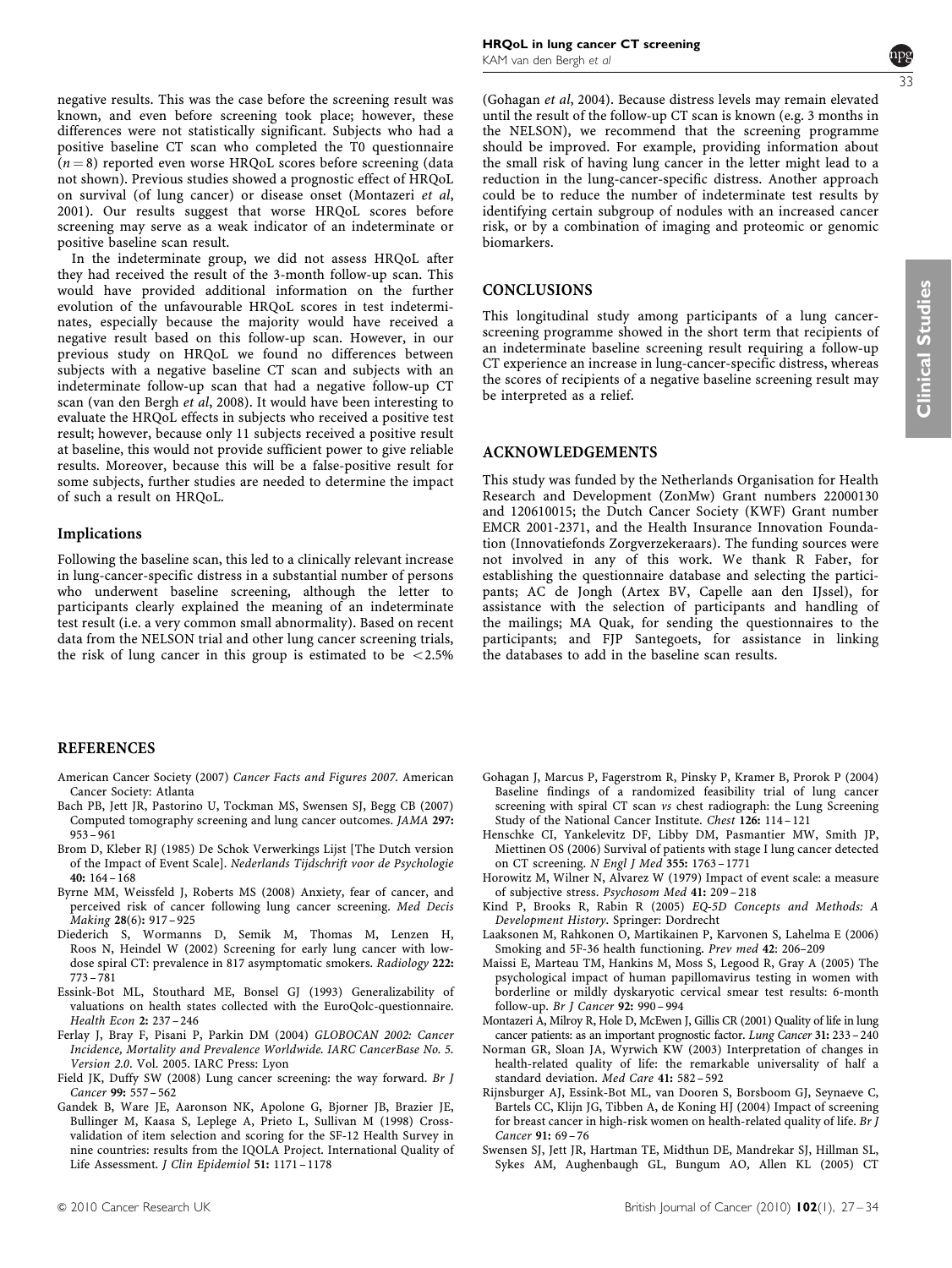negative results. This was the case before the screening result was known, and even before screening took place; however, these differences were not statistically significant. Subjects who had a positive baseline CT scan who completed the T0 questionnaire ($n = 8$) reported even worse HRQoL scores before screening (data not shown). Previous studies showed a prognostic effect of HRQoL on survival (of lung cancer) or disease onset (Montazeri *et al*, 2001). Our results suggest that worse HRQoL scores before screening may serve as a weak indicator of an indeterminate or positive baseline scan result.

In the indeterminate group, we did not assess HRQoL after they had received the result of the 3-month follow-up scan. This would have provided additional information on the further evolution of the unfavourable HRQoL scores in test indeterminates, especially because the majority would have received a negative result based on this follow-up scan. However, in our previous study on HRQoL we found no differences between subjects with a negative baseline CT scan and subjects with an indeterminate follow-up scan that had a negative follow-up CT scan (van den Bergh *et al*, 2008). It would have been interesting to evaluate the HRQoL effects in subjects who received a positive test result; however, because only 11 subjects received a positive result at baseline, this would not provide sufficient power to give reliable results. Moreover, because this will be a false-positive result for some subjects, further studies are needed to determine the impact of such a result on HRQoL.

### Implications

Following the baseline scan, this led to a clinically relevant increase in lung-cancer-specific distress in a substantial number of persons who underwent baseline screening, although the letter to participants clearly explained the meaning of an indeterminate test result (i.e. a very common small abnormality). Based on recent data from the NELSON trial and other lung cancer screening trials, the risk of lung cancer in this group is estimated to be $<2.5\%$ (Gohagan *et al*, 2004). Because distress levels may remain elevated until the result of the follow-up CT scan is known (e.g. 3 months in the NELSON), we recommend that the screening programme should be improved. For example, providing information about the small risk of having lung cancer in the letter might lead to a reduction in the lung-cancer-specific distress. Another approach could be to reduce the number of indeterminate test results by identifying certain subgroup of nodules with an increased cancer risk, or by a combination of imaging and proteomic or genomic biomarkers.

## CONCLUSIONS

This longitudinal study among participants of a lung cancer-screening programme showed in the short term that recipients of an indeterminate baseline screening result requiring a follow-up CT experience an increase in lung-cancer-specific distress, whereas the scores of recipients of a negative baseline screening result may be interpreted as a relief.

## ACKNOWLEDGEMENTS

This study was funded by the Netherlands Organisation for Health Research and Development (ZonMw) Grant numbers 22000130 and 120610015; the Dutch Cancer Society (KWF) Grant number EMCR 2001-2371, and the Health Insurance Innovation Foundation (Innovatiefonds Zorgverzekeraars). The funding sources were not involved in any of this work. We thank R Faber, for establishing the questionnaire database and selecting the participants; AC de Jongh (Artex BV, Capelle aan den IJssel), for assistance with the selection of participants and handling of the mailings; MA Quak, for sending the questionnaires to the participants; and FJP Santegoets, for assistance in linking the databases to add in the baseline scan results.

## REFERENCES

American Cancer Society (2007) *Cancer Facts and Figures 2007*. American Cancer Society: Atlanta

Bach PB, Jett JR, Pastorino U, Tockman MS, Swensen SJ, Begg CB (2007) Computed tomography screening and lung cancer outcomes. *JAMA* **297:** 953–961

Brom D, Kleber RJ (1985) De Schok Verwerkings Lijst [The Dutch version of the Impact of Event Scale]. *Nederlands Tijdschrift voor de Psychologie* **40:** 164–168

Byrne MM, Weissfeld J, Roberts MS (2008) Anxiety, fear of cancer, and perceived risk of cancer following lung cancer screening. *Med Decis Making* **28**(6)**:** 917–925

Diederich S, Wormanns D, Semik M, Thomas M, Lenzen H, Roos N, Heindel W (2002) Screening for early lung cancer with low-dose spiral CT: prevalence in 817 asymptomatic smokers. *Radiology* **222:** 773–781

Essink-Bot ML, Stouthard ME, Bonsel GJ (1993) Generalizability of valuations on health states collected with the EuroQolc-questionnaire. *Health Econ* **2:** 237–246

Ferlay J, Bray F, Pisani P, Parkin DM (2004) *GLOBOCAN 2002: Cancer Incidence, Mortality and Prevalence Worldwide. IARC CancerBase No. 5. Version 2.0*. Vol. 2005. IARC Press: Lyon

Field JK, Duffy SW (2008) Lung cancer screening: the way forward. *Br J Cancer* **99:** 557–562

Gandek B, Ware JE, Aaronson NK, Apolone G, Bjorner JB, Brazier JE, Bullinger M, Kaasa S, Leplege A, Prieto L, Sullivan M (1998) Cross-validation of item selection and scoring for the SF-12 Health Survey in nine countries: results from the IQOLA Project. International Quality of Life Assessment. *J Clin Epidemiol* **51:** 1171–1178

Gohagan J, Marcus P, Fagerstrom R, Pinsky P, Kramer B, Prorok P (2004) Baseline findings of a randomized feasibility trial of lung cancer screening with spiral CT scan *vs* chest radiograph: the Lung Screening Study of the National Cancer Institute. *Chest* **126:** 114–121

Henschke CI, Yankelevitz DF, Libby DM, Pasmantier MW, Smith JP, Miettinen OS (2006) Survival of patients with stage I lung cancer detected on CT screening. *N Engl J Med* **355:** 1763–1771

Horowitz M, Wilner N, Alvarez W (1979) Impact of event scale: a measure of subjective stress. *Psychosom Med* **41:** 209–218

Kind P, Brooks R, Rabin R (2005) *EQ-5D Concepts and Methods: A Development History*. Springer: Dordrecht

Laaksonen M, Rahkonen O, Martikainen P, Karvonen S, Lahelma E (2006) Smoking and SF-36 health functioning. *Prev med* **42:** 206–209

Maissi E, Marteau TM, Hankins M, Moss S, Legood R, Gray A (2005) The psychological impact of human papillomavirus testing in women with borderline or mildly dyskaryotic cervical smear test results: 6-month follow-up. *Br J Cancer* **92:** 990–994

Montazeri A, Milroy R, Hole D, McEwen J, Gillis CR (2001) Quality of life in lung cancer patients: as an important prognostic factor. *Lung Cancer* **31:** 233–240

Norman GR, Sloan JA, Wyrwich KW (2003) Interpretation of changes in health-related quality of life: the remarkable universality of half a standard deviation. *Med Care* **41:** 582–592

Rijnsburger AJ, Essink-Bot ML, van Dooren S, Borsboom GJ, Seynaeve C, Bartels CC, Klijn JG, Tibben A, de Koning HJ (2004) Impact of screening for breast cancer in high-risk women on health-related quality of life. *Br J Cancer* **91:** 69–76

Swensen SJ, Jett JR, Hartman TE, Midthun DE, Mandrekar SJ, Hillman SL, Sykes AM, Aughenbaugh GL, Bungum AO, Allen KL (2005) CT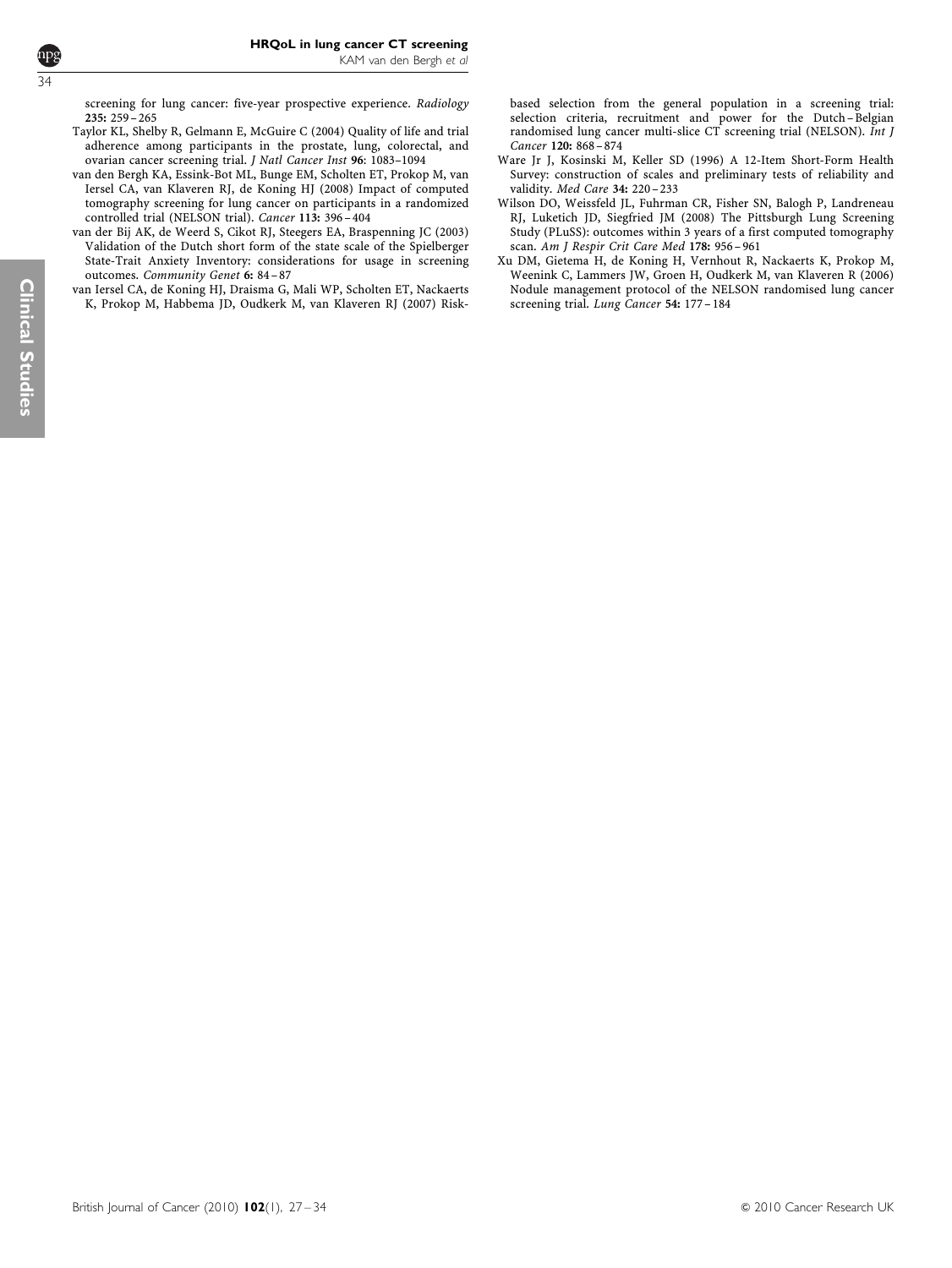screening for lung cancer: five-year prospective experience. *Radiology* **235:** 259 – 265

Taylor KL, Shelby R, Gelmann E, McGuire C (2004) Quality of life and trial adherence among participants in the prostate, lung, colorectal, and ovarian cancer screening trial. *J Natl Cancer Inst* **96**: 1083–1094

van den Bergh KA, Essink-Bot ML, Bunge EM, Scholten ET, Prokop M, van Iersel CA, van Klaveren RJ, de Koning HJ (2008) Impact of computed tomography screening for lung cancer on participants in a randomized controlled trial (NELSON trial). *Cancer* **113:** 396 – 404

van der Bij AK, de Weerd S, Cikot RJ, Steegers EA, Braspenning JC (2003) Validation of the Dutch short form of the state scale of the Spielberger State-Trait Anxiety Inventory: considerations for usage in screening outcomes. *Community Genet* **6:** 84 – 87

van Iersel CA, de Koning HJ, Draisma G, Mali WP, Scholten ET, Nackaerts K, Prokop M, Habbema JD, Oudkerk M, van Klaveren RJ (2007) Risk-based selection from the general population in a screening trial: selection criteria, recruitment and power for the Dutch – Belgian randomised lung cancer multi-slice CT screening trial (NELSON). *Int J Cancer* **120:** 868 – 874

Ware Jr J, Kosinski M, Keller SD (1996) A 12-Item Short-Form Health Survey: construction of scales and preliminary tests of reliability and validity. *Med Care* **34:** 220 – 233

Wilson DO, Weissfeld JL, Fuhrman CR, Fisher SN, Balogh P, Landreneau RJ, Luketich JD, Siegfried JM (2008) The Pittsburgh Lung Screening Study (PLuSS): outcomes within 3 years of a first computed tomography scan. *Am J Respir Crit Care Med* **178:** 956 – 961

Xu DM, Gietema H, de Koning H, Vernhout R, Nackaerts K, Prokop M, Weenink C, Lammers JW, Groen H, Oudkerk M, van Klaveren R (2006) Nodule management protocol of the NELSON randomised lung cancer screening trial. *Lung Cancer* **54:** 177 – 184